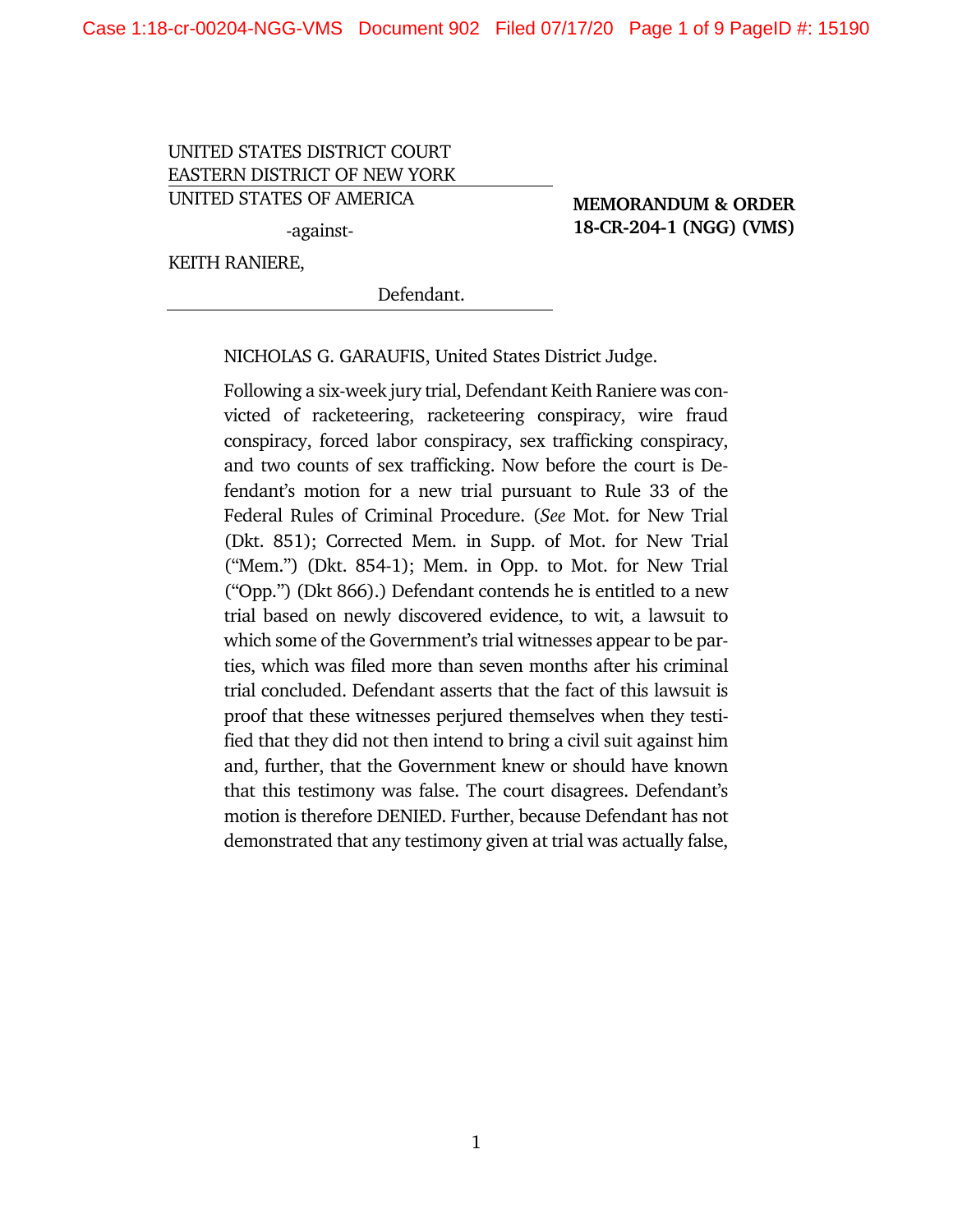UNITED STATES DISTRICT COURT
EASTERN DISTRICT OF NEW YORK

UNITED STATES OF AMERICA

-against-

KEITH RANIERE,

Defendant.

**MEMORANDUM & ORDER**
**18-CR-204-1 (NGG) (VMS)**

NICHOLAS G. GARAUFIS, United States District Judge.

Following a six-week jury trial, Defendant Keith Raniere was convicted of racketeering, racketeering conspiracy, wire fraud conspiracy, forced labor conspiracy, sex trafficking conspiracy, and two counts of sex trafficking. Now before the court is Defendant's motion for a new trial pursuant to Rule 33 of the Federal Rules of Criminal Procedure. (*See* Mot. for New Trial (Dkt. 851); Corrected Mem. in Supp. of Mot. for New Trial ("Mem.") (Dkt. 854-1); Mem. in Opp. to Mot. for New Trial ("Opp.") (Dkt 866).) Defendant contends he is entitled to a new trial based on newly discovered evidence, to wit, a lawsuit to which some of the Government's trial witnesses appear to be parties, which was filed more than seven months after his criminal trial concluded. Defendant asserts that the fact of this lawsuit is proof that these witnesses perjured themselves when they testified that they did not then intend to bring a civil suit against him and, further, that the Government knew or should have known that this testimony was false. The court disagrees. Defendant's motion is therefore DENIED. Further, because Defendant has not demonstrated that any testimony given at trial was actually false,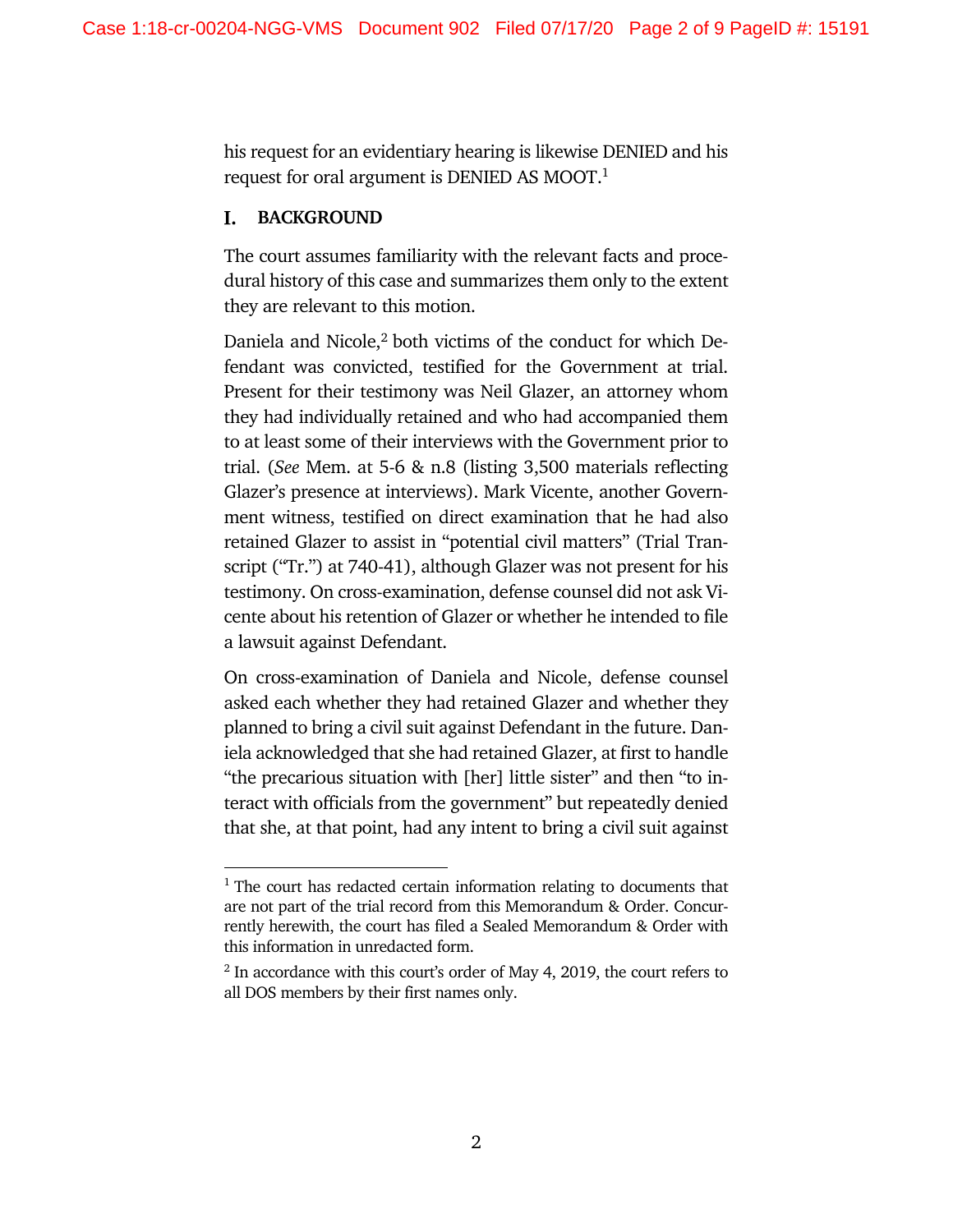his request for an evidentiary hearing is likewise DENIED and his request for oral argument is DENIED AS MOOT.[1]

## I. BACKGROUND

The court assumes familiarity with the relevant facts and procedural history of this case and summarizes them only to the extent they are relevant to this motion.

Daniela and Nicole,[2] both victims of the conduct for which Defendant was convicted, testified for the Government at trial. Present for their testimony was Neil Glazer, an attorney whom they had individually retained and who had accompanied them to at least some of their interviews with the Government prior to trial. (*See* Mem. at 5-6 & n.8 (listing 3,500 materials reflecting Glazer's presence at interviews). Mark Vicente, another Government witness, testified on direct examination that he had also retained Glazer to assist in "potential civil matters" (Trial Transcript ("Tr.") at 740-41), although Glazer was not present for his testimony. On cross-examination, defense counsel did not ask Vicente about his retention of Glazer or whether he intended to file a lawsuit against Defendant.

On cross-examination of Daniela and Nicole, defense counsel asked each whether they had retained Glazer and whether they planned to bring a civil suit against Defendant in the future. Daniela acknowledged that she had retained Glazer, at first to handle "the precarious situation with [her] little sister" and then "to interact with officials from the government" but repeatedly denied that she, at that point, had any intent to bring a civil suit against

---

[1] The court has redacted certain information relating to documents that are not part of the trial record from this Memorandum & Order. Concurrently herewith, the court has filed a Sealed Memorandum & Order with this information in unredacted form.

[2] In accordance with this court's order of May 4, 2019, the court refers to all DOS members by their first names only.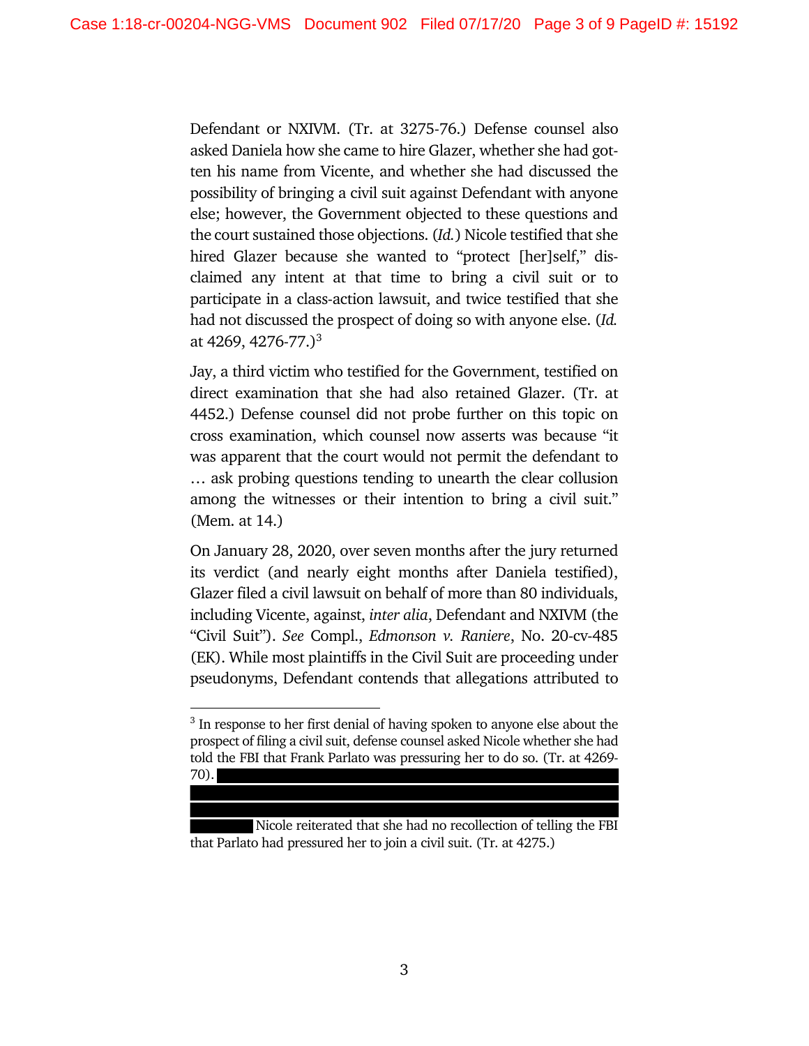Defendant or NXIVM. (Tr. at 3275-76.) Defense counsel also asked Daniela how she came to hire Glazer, whether she had gotten his name from Vicente, and whether she had discussed the possibility of bringing a civil suit against Defendant with anyone else; however, the Government objected to these questions and the court sustained those objections. (*Id.*) Nicole testified that she hired Glazer because she wanted to "protect [her]self," disclaimed any intent at that time to bring a civil suit or to participate in a class-action lawsuit, and twice testified that she had not discussed the prospect of doing so with anyone else. (*Id.* at 4269, 4276-77.)[3]

Jay, a third victim who testified for the Government, testified on direct examination that she had also retained Glazer. (Tr. at 4452.) Defense counsel did not probe further on this topic on cross examination, which counsel now asserts was because "it was apparent that the court would not permit the defendant to … ask probing questions tending to unearth the clear collusion among the witnesses or their intention to bring a civil suit." (Mem. at 14.)

On January 28, 2020, over seven months after the jury returned its verdict (and nearly eight months after Daniela testified), Glazer filed a civil lawsuit on behalf of more than 80 individuals, including Vicente, against, *inter alia*, Defendant and NXIVM (the "Civil Suit"). *See* Compl., *Edmonson v. Raniere*, No. 20-cv-485 (EK). While most plaintiffs in the Civil Suit are proceeding under pseudonyms, Defendant contends that allegations attributed to

---

[3] In response to her first denial of having spoken to anyone else about the prospect of filing a civil suit, defense counsel asked Nicole whether she had told the FBI that Frank Parlato was pressuring her to do so. (Tr. at 4269-70). [REDACTED] Nicole reiterated that she had no recollection of telling the FBI that Parlato had pressured her to join a civil suit. (Tr. at 4275.)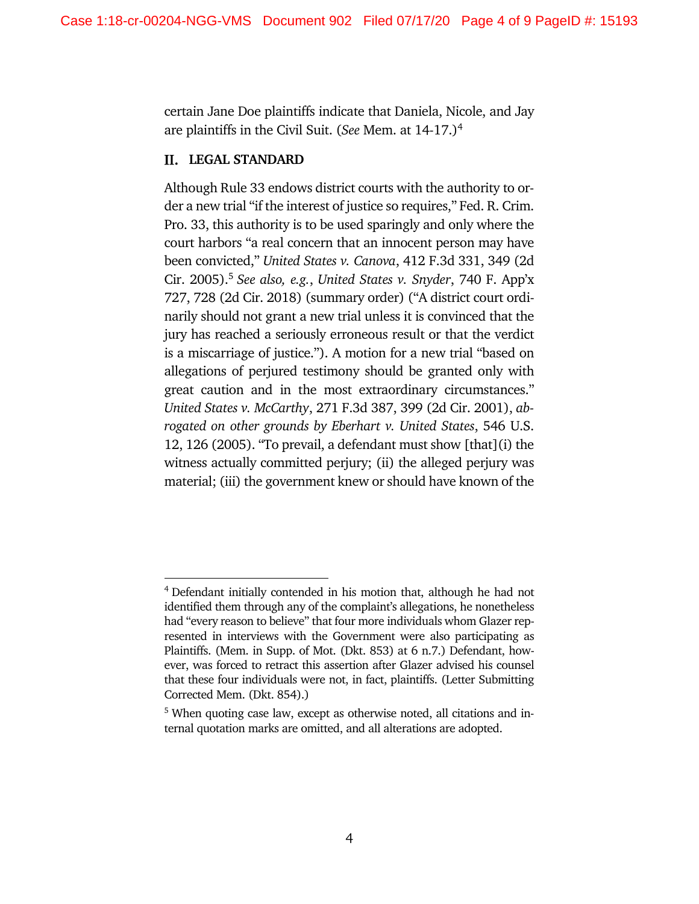certain Jane Doe plaintiffs indicate that Daniela, Nicole, and Jay are plaintiffs in the Civil Suit. (*See* Mem. at 14-17.)[4]

## II. LEGAL STANDARD

Although Rule 33 endows district courts with the authority to order a new trial "if the interest of justice so requires," Fed. R. Crim. Pro. 33, this authority is to be used sparingly and only where the court harbors "a real concern that an innocent person may have been convicted," *United States v. Canova*, 412 F.3d 331, 349 (2d Cir. 2005).[5] *See also, e.g.*, *United States v. Snyder*, 740 F. App'x 727, 728 (2d Cir. 2018) (summary order) ("A district court ordinarily should not grant a new trial unless it is convinced that the jury has reached a seriously erroneous result or that the verdict is a miscarriage of justice."). A motion for a new trial "based on allegations of perjured testimony should be granted only with great caution and in the most extraordinary circumstances." *United States v. McCarthy*, 271 F.3d 387, 399 (2d Cir. 2001), *abrogated on other grounds by Eberhart v. United States*, 546 U.S. 12, 126 (2005). "To prevail, a defendant must show [that](i) the witness actually committed perjury; (ii) the alleged perjury was material; (iii) the government knew or should have known of the

---

[4] Defendant initially contended in his motion that, although he had not identified them through any of the complaint's allegations, he nonetheless had "every reason to believe" that four more individuals whom Glazer represented in interviews with the Government were also participating as Plaintiffs. (Mem. in Supp. of Mot. (Dkt. 853) at 6 n.7.) Defendant, however, was forced to retract this assertion after Glazer advised his counsel that these four individuals were not, in fact, plaintiffs. (Letter Submitting Corrected Mem. (Dkt. 854).)

[5] When quoting case law, except as otherwise noted, all citations and internal quotation marks are omitted, and all alterations are adopted.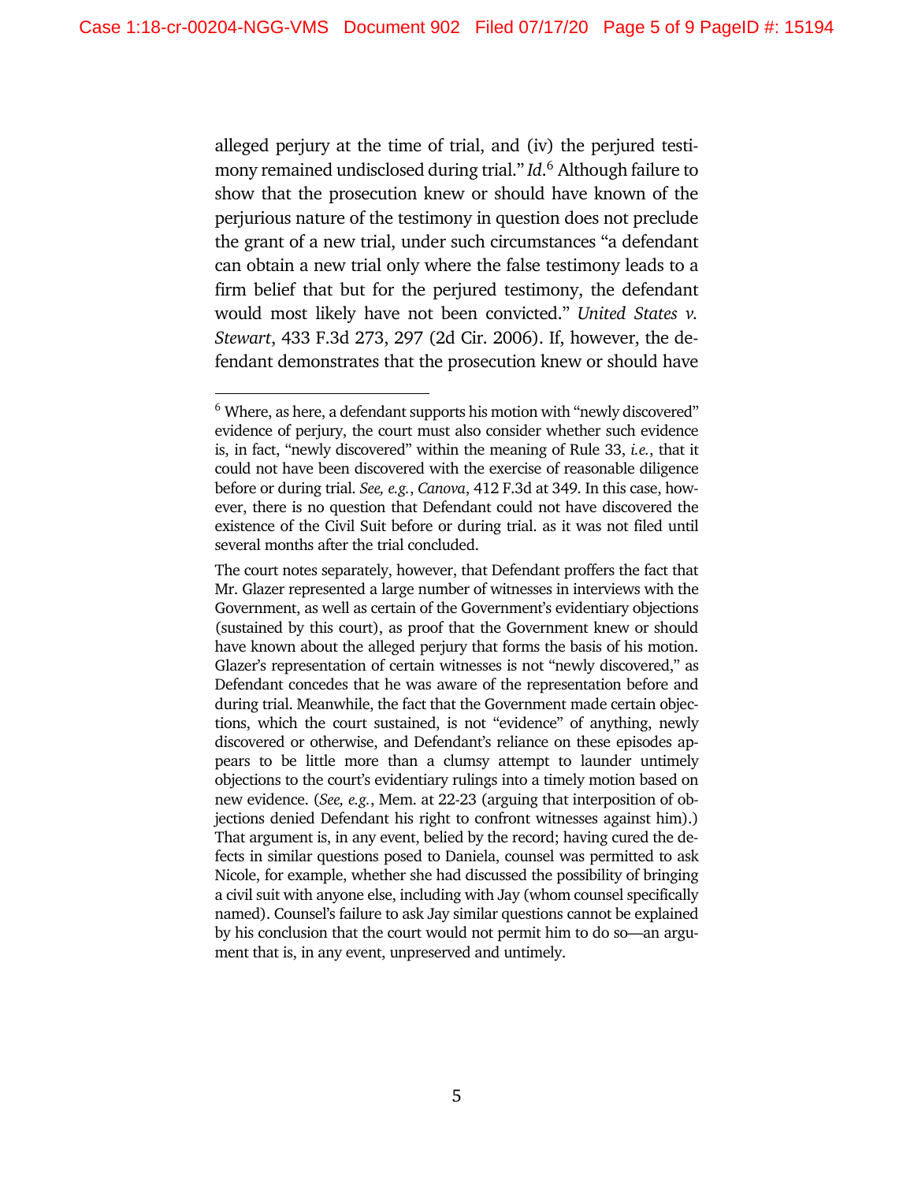alleged perjury at the time of trial, and (iv) the perjured testimony remained undisclosed during trial." *Id.*[6] Although failure to show that the prosecution knew or should have known of the perjurious nature of the testimony in question does not preclude the grant of a new trial, under such circumstances "a defendant can obtain a new trial only where the false testimony leads to a firm belief that but for the perjured testimony, the defendant would most likely have not been convicted." *United States v. Stewart*, 433 F.3d 273, 297 (2d Cir. 2006). If, however, the defendant demonstrates that the prosecution knew or should have

---

[6] Where, as here, a defendant supports his motion with "newly discovered" evidence of perjury, the court must also consider whether such evidence is, in fact, "newly discovered" within the meaning of Rule 33, *i.e.*, that it could not have been discovered with the exercise of reasonable diligence before or during trial. *See, e.g.*, *Canova*, 412 F.3d at 349. In this case, however, there is no question that Defendant could not have discovered the existence of the Civil Suit before or during trial. as it was not filed until several months after the trial concluded.

The court notes separately, however, that Defendant proffers the fact that Mr. Glazer represented a large number of witnesses in interviews with the Government, as well as certain of the Government's evidentiary objections (sustained by this court), as proof that the Government knew or should have known about the alleged perjury that forms the basis of his motion. Glazer's representation of certain witnesses is not "newly discovered," as Defendant concedes that he was aware of the representation before and during trial. Meanwhile, the fact that the Government made certain objections, which the court sustained, is not "evidence" of anything, newly discovered or otherwise, and Defendant's reliance on these episodes appears to be little more than a clumsy attempt to launder untimely objections to the court's evidentiary rulings into a timely motion based on new evidence. (*See, e.g.*, Mem. at 22-23 (arguing that interposition of objections denied Defendant his right to confront witnesses against him).) That argument is, in any event, belied by the record; having cured the defects in similar questions posed to Daniela, counsel was permitted to ask Nicole, for example, whether she had discussed the possibility of bringing a civil suit with anyone else, including with Jay (whom counsel specifically named). Counsel's failure to ask Jay similar questions cannot be explained by his conclusion that the court would not permit him to do so—an argument that is, in any event, unpreserved and untimely.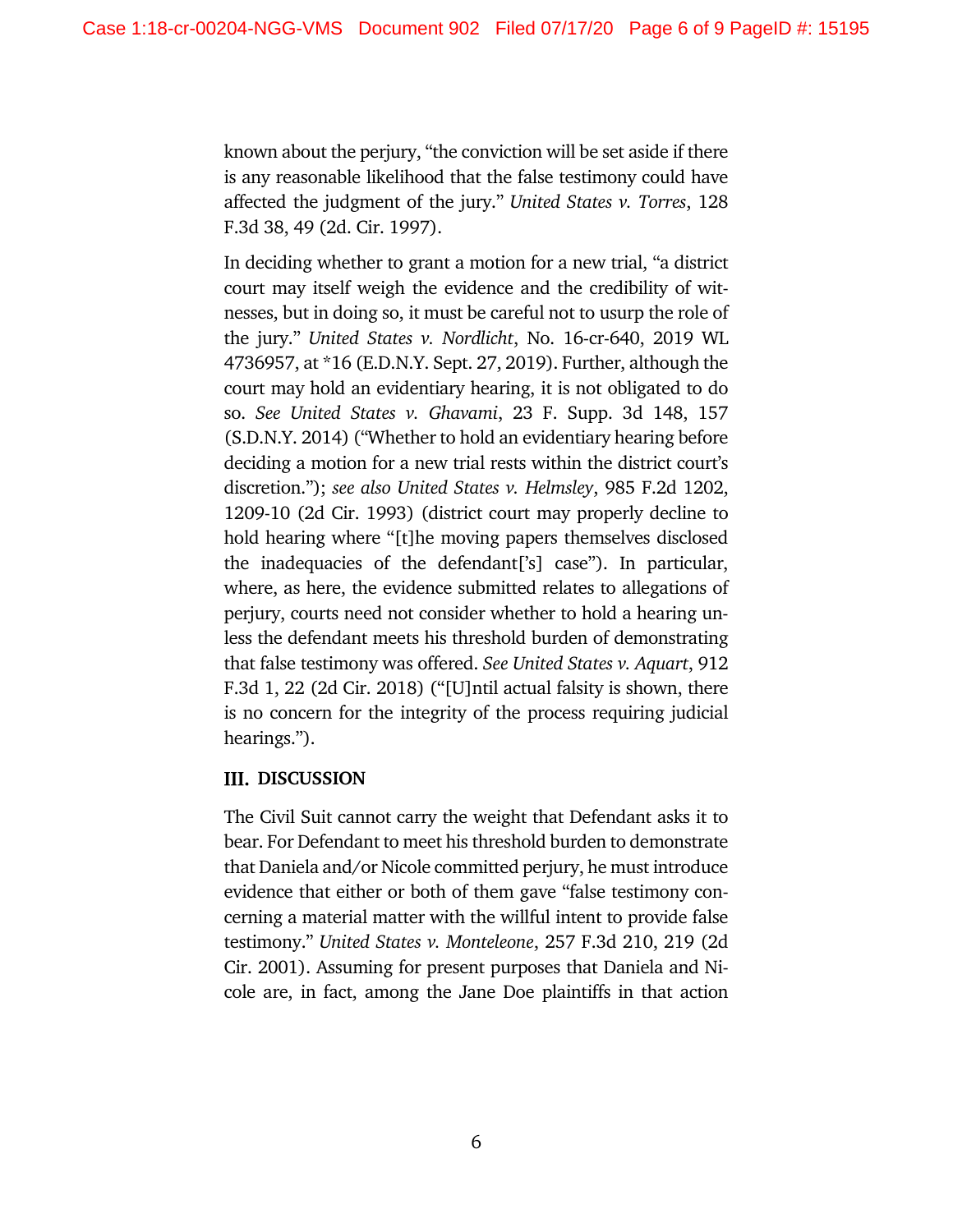known about the perjury, "the conviction will be set aside if there is any reasonable likelihood that the false testimony could have affected the judgment of the jury." *United States v. Torres*, 128 F.3d 38, 49 (2d. Cir. 1997).

In deciding whether to grant a motion for a new trial, "a district court may itself weigh the evidence and the credibility of witnesses, but in doing so, it must be careful not to usurp the role of the jury." *United States v. Nordlicht*, No. 16-cr-640, 2019 WL 4736957, at *16 (E.D.N.Y. Sept. 27, 2019). Further, although the court may hold an evidentiary hearing, it is not obligated to do so. *See United States v. Ghavami*, 23 F. Supp. 3d 148, 157 (S.D.N.Y. 2014) ("Whether to hold an evidentiary hearing before deciding a motion for a new trial rests within the district court's discretion."); *see also United States v. Helmsley*, 985 F.2d 1202, 1209-10 (2d Cir. 1993) (district court may properly decline to hold hearing where "[t]he moving papers themselves disclosed the inadequacies of the defendant['s] case"). In particular, where, as here, the evidence submitted relates to allegations of perjury, courts need not consider whether to hold a hearing unless the defendant meets his threshold burden of demonstrating that false testimony was offered. *See United States v. Aquart*, 912 F.3d 1, 22 (2d Cir. 2018) ("[U]ntil actual falsity is shown, there is no concern for the integrity of the process requiring judicial hearings.").

## III. DISCUSSION

The Civil Suit cannot carry the weight that Defendant asks it to bear. For Defendant to meet his threshold burden to demonstrate that Daniela and/or Nicole committed perjury, he must introduce evidence that either or both of them gave "false testimony concerning a material matter with the willful intent to provide false testimony." *United States v. Monteleone*, 257 F.3d 210, 219 (2d Cir. 2001). Assuming for present purposes that Daniela and Nicole are, in fact, among the Jane Doe plaintiffs in that action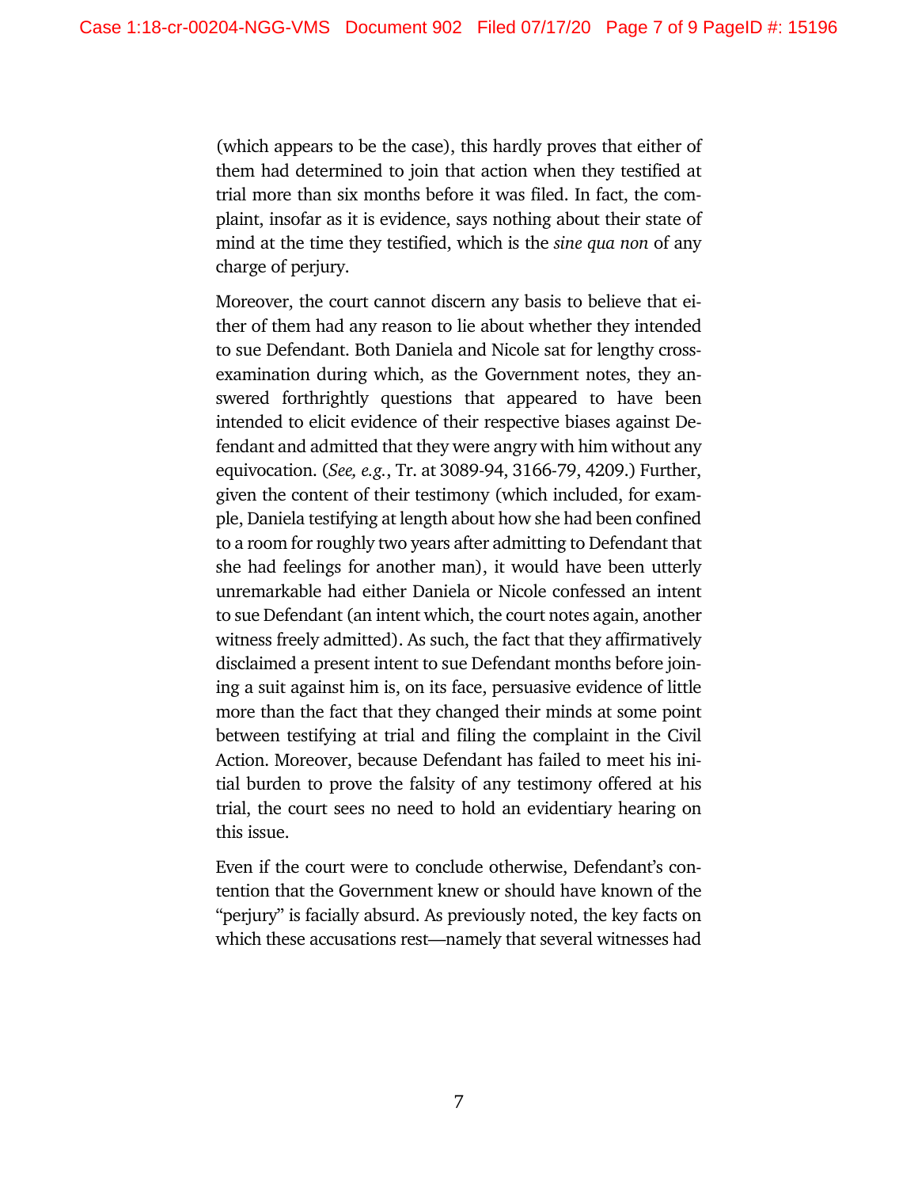(which appears to be the case), this hardly proves that either of them had determined to join that action when they testified at trial more than six months before it was filed. In fact, the complaint, insofar as it is evidence, says nothing about their state of mind at the time they testified, which is the *sine qua non* of any charge of perjury.

Moreover, the court cannot discern any basis to believe that either of them had any reason to lie about whether they intended to sue Defendant. Both Daniela and Nicole sat for lengthy cross-examination during which, as the Government notes, they answered forthrightly questions that appeared to have been intended to elicit evidence of their respective biases against Defendant and admitted that they were angry with him without any equivocation. (*See, e.g.*, Tr. at 3089-94, 3166-79, 4209.) Further, given the content of their testimony (which included, for example, Daniela testifying at length about how she had been confined to a room for roughly two years after admitting to Defendant that she had feelings for another man), it would have been utterly unremarkable had either Daniela or Nicole confessed an intent to sue Defendant (an intent which, the court notes again, another witness freely admitted). As such, the fact that they affirmatively disclaimed a present intent to sue Defendant months before joining a suit against him is, on its face, persuasive evidence of little more than the fact that they changed their minds at some point between testifying at trial and filing the complaint in the Civil Action. Moreover, because Defendant has failed to meet his initial burden to prove the falsity of any testimony offered at his trial, the court sees no need to hold an evidentiary hearing on this issue.

Even if the court were to conclude otherwise, Defendant's contention that the Government knew or should have known of the "perjury" is facially absurd. As previously noted, the key facts on which these accusations rest—namely that several witnesses had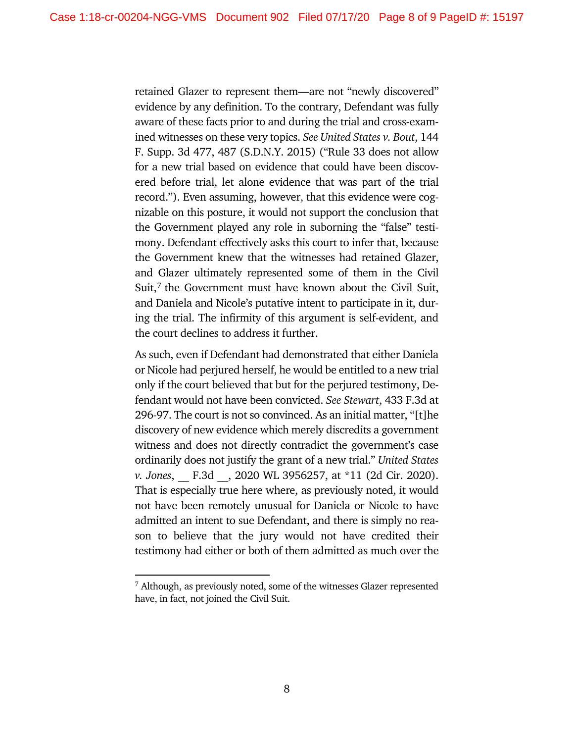retained Glazer to represent them—are not "newly discovered" evidence by any definition. To the contrary, Defendant was fully aware of these facts prior to and during the trial and cross-examined witnesses on these very topics. *See United States v. Bout*, 144 F. Supp. 3d 477, 487 (S.D.N.Y. 2015) ("Rule 33 does not allow for a new trial based on evidence that could have been discovered before trial, let alone evidence that was part of the trial record."). Even assuming, however, that this evidence were cognizable on this posture, it would not support the conclusion that the Government played any role in suborning the "false" testimony. Defendant effectively asks this court to infer that, because the Government knew that the witnesses had retained Glazer, and Glazer ultimately represented some of them in the Civil Suit,[7] the Government must have known about the Civil Suit, and Daniela and Nicole's putative intent to participate in it, during the trial. The infirmity of this argument is self-evident, and the court declines to address it further.

As such, even if Defendant had demonstrated that either Daniela or Nicole had perjured herself, he would be entitled to a new trial only if the court believed that but for the perjured testimony, Defendant would not have been convicted. *See Stewart*, 433 F.3d at 296-97. The court is not so convinced. As an initial matter, "[t]he discovery of new evidence which merely discredits a government witness and does not directly contradict the government's case ordinarily does not justify the grant of a new trial." *United States v. Jones*, __ F.3d __, 2020 WL 3956257, at *11 (2d Cir. 2020). That is especially true here where, as previously noted, it would not have been remotely unusual for Daniela or Nicole to have admitted an intent to sue Defendant, and there is simply no reason to believe that the jury would not have credited their testimony had either or both of them admitted as much over the

---

[7] Although, as previously noted, some of the witnesses Glazer represented have, in fact, not joined the Civil Suit.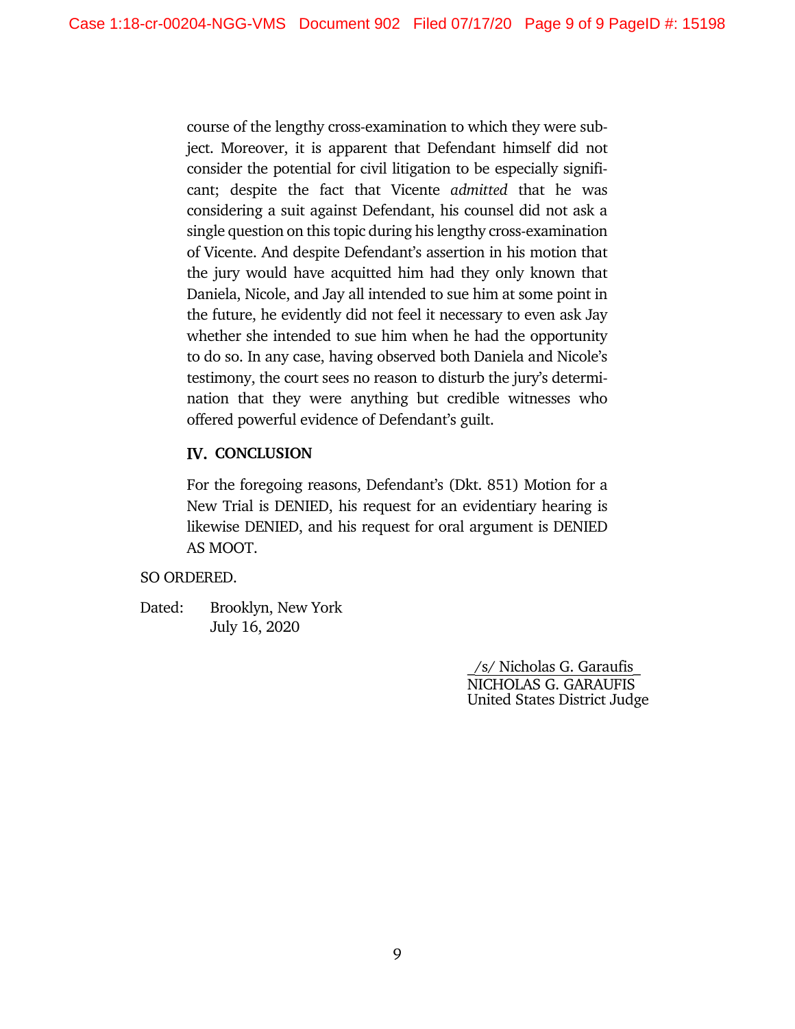course of the lengthy cross-examination to which they were subject. Moreover, it is apparent that Defendant himself did not consider the potential for civil litigation to be especially significant; despite the fact that Vicente *admitted* that he was considering a suit against Defendant, his counsel did not ask a single question on this topic during his lengthy cross-examination of Vicente. And despite Defendant's assertion in his motion that the jury would have acquitted him had they only known that Daniela, Nicole, and Jay all intended to sue him at some point in the future, he evidently did not feel it necessary to even ask Jay whether she intended to sue him when he had the opportunity to do so. In any case, having observed both Daniela and Nicole's testimony, the court sees no reason to disturb the jury's determination that they were anything but credible witnesses who offered powerful evidence of Defendant's guilt.

## IV. CONCLUSION

For the foregoing reasons, Defendant's (Dkt. 851) Motion for a New Trial is DENIED, his request for an evidentiary hearing is likewise DENIED, and his request for oral argument is DENIED AS MOOT.

SO ORDERED.

Dated: Brooklyn, New York
July 16, 2020

/s/ Nicholas G. Garaufis
NICHOLAS G. GARAUFIS
United States District Judge